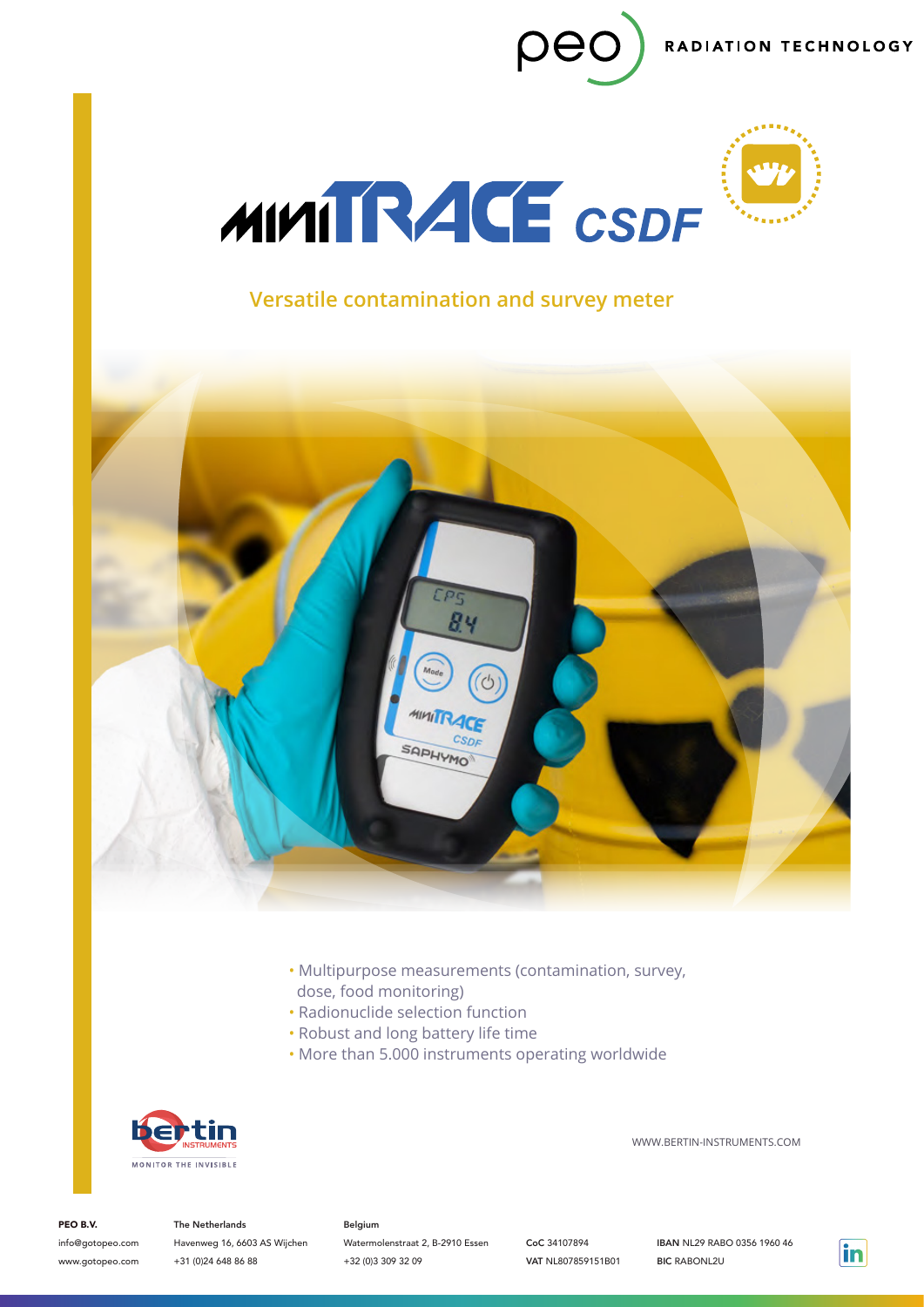RADIATION TECHNOLOGY

# MINITRACE CSDF

## Versatile contamination and survey meter

- Multipurpose measurements (contamination, survey, dose, food monitoring)
- Radionuclide selection function
- Robust and long battery life time
- More than 5.000 instruments operating worldwide

bertin INSTRUMENTS
MONITOR THE INVISIBLE

WWW.BERTIN-INSTRUMENTS.COM

**PEO B.V.**
info@gotopeo.com
www.gotopeo.com

**The Netherlands**
Havenweg 16, 6603 AS Wijchen
+31 (0)24 648 86 88

**Belgium**
Watermolenstraat 2, B-2910 Essen
+32 (0)3 309 32 09

**CoC** 34107894
**VAT** NL807859151B01

**IBAN** NL29 RABO 0356 1960 46
**BIC** RABONL2U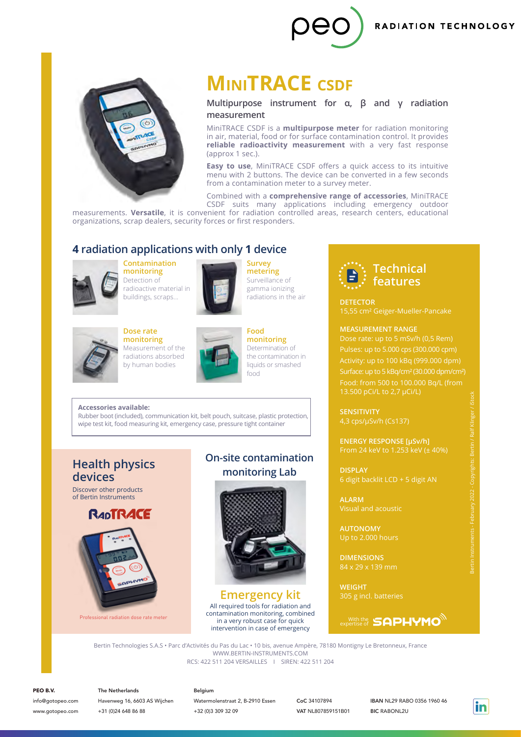RADIATION TECHNOLOGY

# MiniTRACE CSDF

### Multipurpose instrument for α, β and γ radiation measurement

MiniTRACE CSDF is a **multipurpose meter** for radiation monitoring in air, material, food or for surface contamination control. It provides **reliable radioactivity measurement** with a very fast response (approx 1 sec.).

**Easy to use**, MiniTRACE CSDF offers a quick access to its intuitive menu with 2 buttons. The device can be converted in a few seconds from a contamination meter to a survey meter.

Combined with a **comprehensive range of accessories**, MiniTRACE CSDF suits many applications including emergency outdoor measurements. **Versatile**, it is convenient for radiation controlled areas, research centers, educational organizations, scrap dealers, security forces or first responders.

## 4 radiation applications with only 1 device

**Contamination monitoring**
Detection of radioactive material in buildings, scraps...

**Survey metering**
Surveillance of gamma ionizing radiations in the air

**Dose rate monitoring**
Measurement of the radiations absorbed by human bodies

**Food monitoring**
Determination of the contamination in liquids or smashed food

**Accessories available:**
Rubber boot (included), communication kit, belt pouch, suitcase, plastic protection, wipe test kit, food measuring kit, emergency case, pressure tight container

## Technical features

**DETECTOR**
15,55 cm² Geiger-Mueller-Pancake

**MEASUREMENT RANGE**
Dose rate: up to 5 mSv/h (0,5 Rem)
Pulses: up to 5.000 cps (300.000 cpm)
Activity: up to 100 kBq (999.000 dpm)
Surface: up to 5 kBq/cm² (30.000 dpm/cm²)
Food: from 500 to 100.000 Bq/L (from 13.500 pCi/L to 2,7 µCi/L)

**SENSITIVITY**
4,3 cps/µSv/h (Cs137)

**ENERGY RESPONSE [µSv/h]**
From 24 keV to 1.253 keV (± 40%)

**DISPLAY**
6 digit backlit LCD + 5 digit AN

**ALARM**
Visual and acoustic

**AUTONOMY**
Up to 2.000 hours

**DIMENSIONS**
84 x 29 x 139 mm

**WEIGHT**
305 g incl. batteries

With the expertise of SAPHYMO

Bertin Instruments - February 2022 - Copyrights: Bertin / Ralf Klinger / iStock

## Health physics devices

Discover other products of Bertin Instruments

RadTRACE

Professional radiation dose rate meter

## On-site contamination monitoring Lab

### Emergency kit

All required tools for radiation and contamination monitoring, combined in a very robust case for quick intervention in case of emergency

Bertin Technologies S.A.S • Parc d'Activités du Pas du Lac • 10 bis, avenue Ampère, 78180 Montigny Le Bretonneux, France
WWW.BERTIN-INSTRUMENTS.COM
RCS: 422 511 204 VERSAILLES | SIREN: 422 511 204

**PEO B.V.**
info@gotopeo.com
www.gotopeo.com

The Netherlands
Havenweg 16, 6603 AS Wijchen
+31 (0)24 648 86 88

Belgium
Watermolenstraat 2, B-2910 Essen
+32 (0)3 309 32 09

CoC 34107894
VAT NL807859151B01

IBAN NL29 RABO 0356 1960 46
BIC RABONL2U